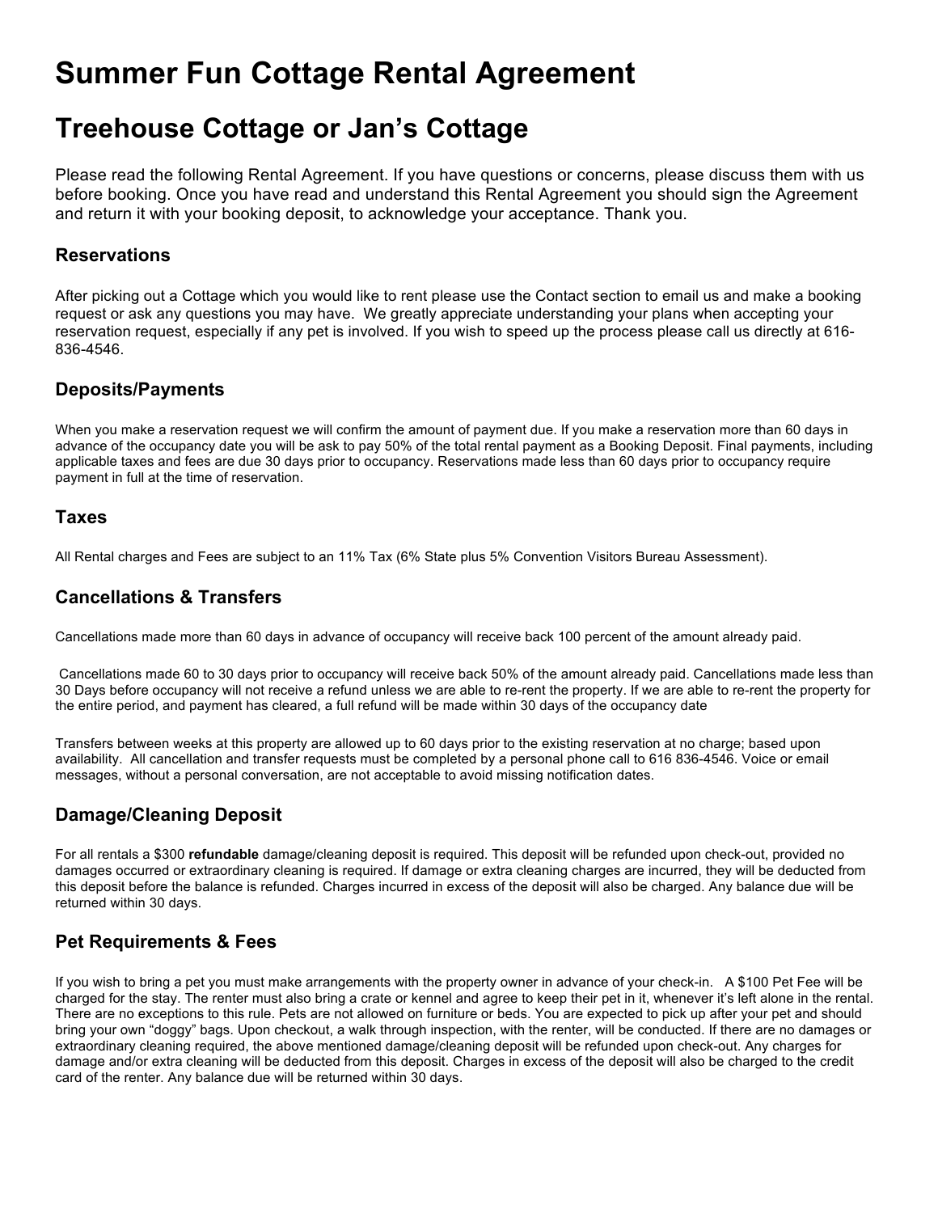# Summer Fun Cottage Rental Agreement

# Treehouse Cottage or Jan's Cottage

Please read the following Rental Agreement. If you have questions or concerns, please discuss them with us before booking. Once you have read and understand this Rental Agreement you should sign the Agreement and return it with your booking deposit, to acknowledge your acceptance. Thank you.

### Reservations

After picking out a Cottage which you would like to rent please use the Contact section to email us and make a booking request or ask any questions you may have. We greatly appreciate understanding your plans when accepting your reservation request, especially if any pet is involved. If you wish to speed up the process please call us directly at 616-836-4546.

### Deposits/Payments

When you make a reservation request we will confirm the amount of payment due. If you make a reservation more than 60 days in advance of the occupancy date you will be ask to pay 50% of the total rental payment as a Booking Deposit. Final payments, including applicable taxes and fees are due 30 days prior to occupancy. Reservations made less than 60 days prior to occupancy require payment in full at the time of reservation.

### Taxes

All Rental charges and Fees are subject to an 11% Tax (6% State plus 5% Convention Visitors Bureau Assessment).

### Cancellations & Transfers

Cancellations made more than 60 days in advance of occupancy will receive back 100 percent of the amount already paid.

Cancellations made 60 to 30 days prior to occupancy will receive back 50% of the amount already paid. Cancellations made less than 30 Days before occupancy will not receive a refund unless we are able to re-rent the property. If we are able to re-rent the property for the entire period, and payment has cleared, a full refund will be made within 30 days of the occupancy date

Transfers between weeks at this property are allowed up to 60 days prior to the existing reservation at no charge; based upon availability. All cancellation and transfer requests must be completed by a personal phone call to 616 836-4546. Voice or email messages, without a personal conversation, are not acceptable to avoid missing notification dates.

### Damage/Cleaning Deposit

For all rentals a $300 **refundable** damage/cleaning deposit is required. This deposit will be refunded upon check-out, provided no damages occurred or extraordinary cleaning is required. If damage or extra cleaning charges are incurred, they will be deducted from this deposit before the balance is refunded. Charges incurred in excess of the deposit will also be charged. Any balance due will be returned within 30 days.

### Pet Requirements & Fees

If you wish to bring a pet you must make arrangements with the property owner in advance of your check-in. A $100 Pet Fee will be charged for the stay. The renter must also bring a crate or kennel and agree to keep their pet in it, whenever it's left alone in the rental. There are no exceptions to this rule. Pets are not allowed on furniture or beds. You are expected to pick up after your pet and should bring your own "doggy" bags. Upon checkout, a walk through inspection, with the renter, will be conducted. If there are no damages or extraordinary cleaning required, the above mentioned damage/cleaning deposit will be refunded upon check-out. Any charges for damage and/or extra cleaning will be deducted from this deposit. Charges in excess of the deposit will also be charged to the credit card of the renter. Any balance due will be returned within 30 days.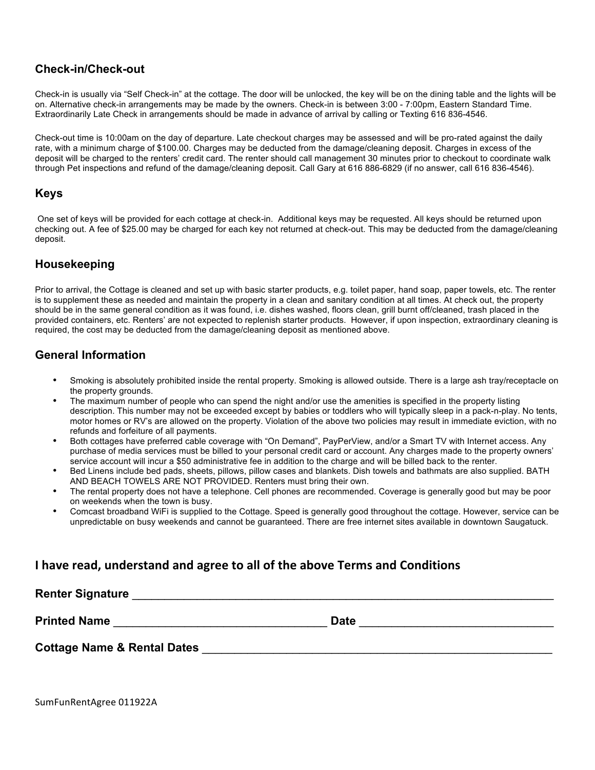## Check-in/Check-out

Check-in is usually via "Self Check-in" at the cottage. The door will be unlocked, the key will be on the dining table and the lights will be on. Alternative check-in arrangements may be made by the owners. Check-in is between 3:00 - 7:00pm, Eastern Standard Time. Extraordinarily Late Check in arrangements should be made in advance of arrival by calling or Texting 616 836-4546.

Check-out time is 10:00am on the day of departure. Late checkout charges may be assessed and will be pro-rated against the daily rate, with a minimum charge of $100.00. Charges may be deducted from the damage/cleaning deposit. Charges in excess of the deposit will be charged to the renters' credit card. The renter should call management 30 minutes prior to checkout to coordinate walk through Pet inspections and refund of the damage/cleaning deposit. Call Gary at 616 886-6829 (if no answer, call 616 836-4546).

## Keys

One set of keys will be provided for each cottage at check-in. Additional keys may be requested. All keys should be returned upon checking out. A fee of $25.00 may be charged for each key not returned at check-out. This may be deducted from the damage/cleaning deposit.

## Housekeeping

Prior to arrival, the Cottage is cleaned and set up with basic starter products, e.g. toilet paper, hand soap, paper towels, etc. The renter is to supplement these as needed and maintain the property in a clean and sanitary condition at all times. At check out, the property should be in the same general condition as it was found, i.e. dishes washed, floors clean, grill burnt off/cleaned, trash placed in the provided containers, etc. Renters' are not expected to replenish starter products. However, if upon inspection, extraordinary cleaning is required, the cost may be deducted from the damage/cleaning deposit as mentioned above.

## General Information

- Smoking is absolutely prohibited inside the rental property. Smoking is allowed outside. There is a large ash tray/receptacle on the property grounds.
- The maximum number of people who can spend the night and/or use the amenities is specified in the property listing description. This number may not be exceeded except by babies or toddlers who will typically sleep in a pack-n-play. No tents, motor homes or RV's are allowed on the property. Violation of the above two policies may result in immediate eviction, with no refunds and forfeiture of all payments.
- Both cottages have preferred cable coverage with "On Demand", PayPerView, and/or a Smart TV with Internet access. Any purchase of media services must be billed to your personal credit card or account. Any charges made to the property owners' service account will incur a $50 administrative fee in addition to the charge and will be billed back to the renter.
- Bed Linens include bed pads, sheets, pillows, pillow cases and blankets. Dish towels and bathmats are also supplied. BATH AND BEACH TOWELS ARE NOT PROVIDED. Renters must bring their own.
- The rental property does not have a telephone. Cell phones are recommended. Coverage is generally good but may be poor on weekends when the town is busy.
- Comcast broadband WiFi is supplied to the Cottage. Speed is generally good throughout the cottage. However, service can be unpredictable on busy weekends and cannot be guaranteed. There are free internet sites available in downtown Saugatuck.

## I have read, understand and agree to all of the above Terms and Conditions

**Renter Signature** ___________________________________________________________

**Printed Name** ______________________________ **Date** __________________________

**Cottage Name & Rental Dates** ________________________________________________

SumFunRentAgree 011922A